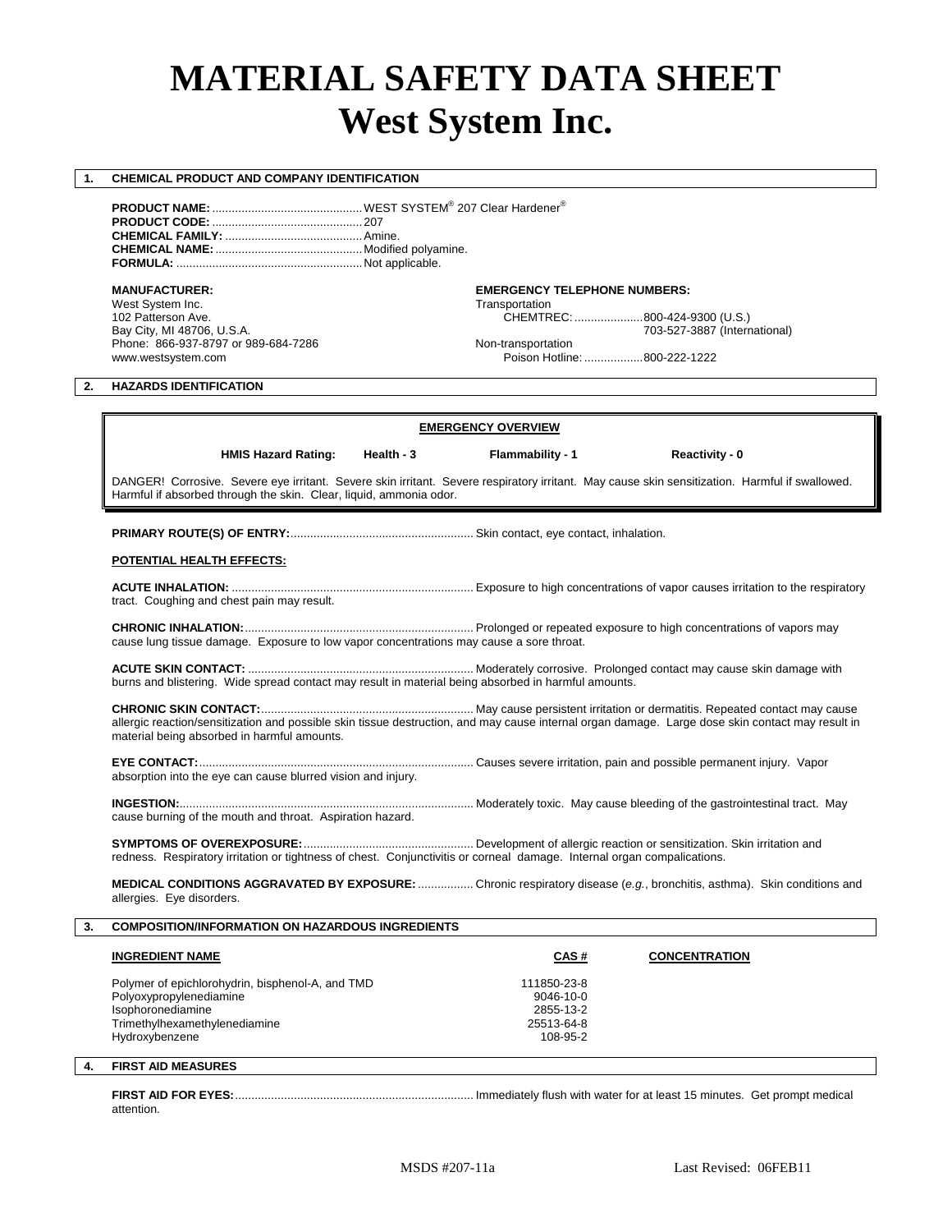# MATERIAL SAFETY DATA SHEET
# West System Inc.

## 1. CHEMICAL PRODUCT AND COMPANY IDENTIFICATION

**PRODUCT NAME:** .............................................. WEST SYSTEM® 207 Clear Hardener®
**PRODUCT CODE:** .............................................. 207
**CHEMICAL FAMILY:** .......................................... Amine.
**CHEMICAL NAME:** ............................................. Modified polyamine.
**FORMULA:** ........................................................ Not applicable.

**MANUFACTURER:**
West System Inc.
102 Patterson Ave.
Bay City, MI 48706, U.S.A.
Phone: 866-937-8797 or 989-684-7286
www.westsystem.com

**EMERGENCY TELEPHONE NUMBERS:**
Transportation
CHEMTREC: ..................... 800-424-9300 (U.S.)
703-527-3887 (International)
Non-transportation
Poison Hotline: .................. 800-222-1222

## 2. HAZARDS IDENTIFICATION

**EMERGENCY OVERVIEW**

**HMIS Hazard Rating:** **Health - 3** **Flammability - 1** **Reactivity - 0**

DANGER! Corrosive. Severe eye irritant. Severe skin irritant. Severe respiratory irritant. May cause skin sensitization. Harmful if swallowed. Harmful if absorbed through the skin. Clear, liquid, ammonia odor.

**PRIMARY ROUTE(S) OF ENTRY:** ........................................................ Skin contact, eye contact, inhalation.

**POTENTIAL HEALTH EFFECTS:**

**ACUTE INHALATION:** ......................................................................... Exposure to high concentrations of vapor causes irritation to the respiratory tract. Coughing and chest pain may result.

**CHRONIC INHALATION:** ..................................................................... Prolonged or repeated exposure to high concentrations of vapors may cause lung tissue damage. Exposure to low vapor concentrations may cause a sore throat.

**ACUTE SKIN CONTACT:** .................................................................... Moderately corrosive. Prolonged contact may cause skin damage with burns and blistering. Wide spread contact may result in material being absorbed in harmful amounts.

**CHRONIC SKIN CONTACT:** ................................................................. May cause persistent irritation or dermatitis. Repeated contact may cause allergic reaction/sensitization and possible skin tissue destruction, and may cause internal organ damage. Large dose skin contact may result in material being absorbed in harmful amounts.

**EYE CONTACT:** .................................................................................... Causes severe irritation, pain and possible permanent injury. Vapor absorption into the eye can cause blurred vision and injury.

**INGESTION:** .......................................................................................... Moderately toxic. May cause bleeding of the gastrointestinal tract. May cause burning of the mouth and throat. Aspiration hazard.

**SYMPTOMS OF OVEREXPOSURE:** .................................................... Development of allergic reaction or sensitization. Skin irritation and redness. Respiratory irritation or tightness of chest. Conjunctivitis or corneal damage. Internal organ compalications.

**MEDICAL CONDITIONS AGGRAVATED BY EXPOSURE:** ................. Chronic respiratory disease (*e.g.*, bronchitis, asthma). Skin conditions and allergies. Eye disorders.

## 3. COMPOSITION/INFORMATION ON HAZARDOUS INGREDIENTS

| INGREDIENT NAME | CAS # | CONCENTRATION |
|---|---|---|
| Polymer of epichlorohydrin, bisphenol-A, and TMD | 111850-23-8 | |
| Polyoxypropylenediamine | 9046-10-0 | |
| Isophoronediamine | 2855-13-2 | |
| Trimethylhexamethylenediamine | 25513-64-8 | |
| Hydroxybenzene | 108-95-2 | |

## 4. FIRST AID MEASURES

**FIRST AID FOR EYES:** ......................................................................... Immediately flush with water for at least 15 minutes. Get prompt medical attention.

MSDS #207-11a Last Revised: 06FEB11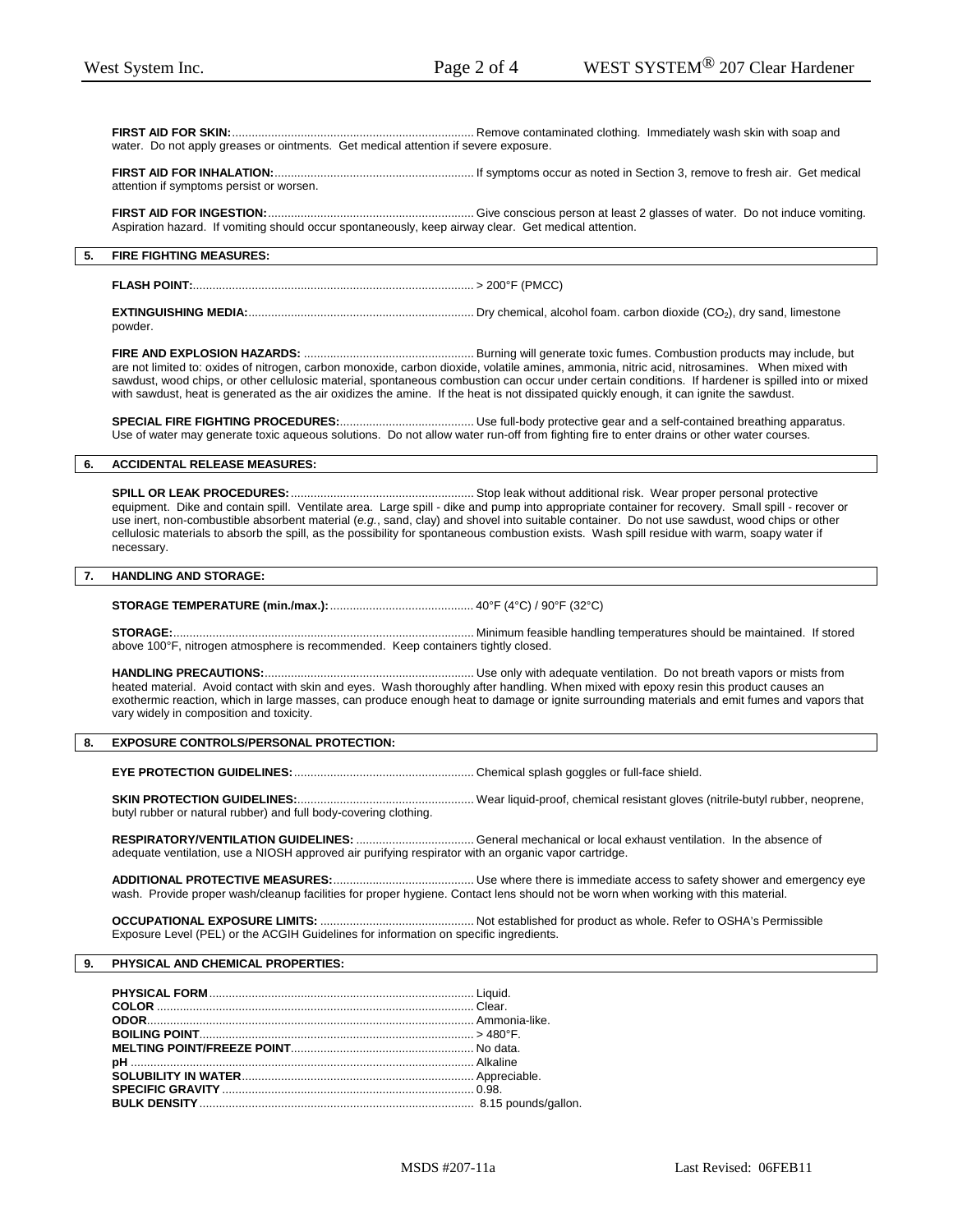**FIRST AID FOR SKIN:**.......................................................................... Remove contaminated clothing. Immediately wash skin with soap and water. Do not apply greases or ointments. Get medical attention if severe exposure.

**FIRST AID FOR INHALATION:**............................................................ If symptoms occur as noted in Section 3, remove to fresh air. Get medical attention if symptoms persist or worsen.

**FIRST AID FOR INGESTION:**............................................................... Give conscious person at least 2 glasses of water. Do not induce vomiting. Aspiration hazard. If vomiting should occur spontaneously, keep airway clear. Get medical attention.

## 5. FIRE FIGHTING MEASURES:

**FLASH POINT:**..................................................................................... > 200°F (PMCC)

**EXTINGUISHING MEDIA:**.................................................................... Dry chemical, alcohol foam. carbon dioxide ($CO_2$), dry sand, limestone powder.

**FIRE AND EXPLOSION HAZARDS:** .................................................... Burning will generate toxic fumes. Combustion products may include, but are not limited to: oxides of nitrogen, carbon monoxide, carbon dioxide, volatile amines, ammonia, nitric acid, nitrosamines. When mixed with sawdust, wood chips, or other cellulosic material, spontaneous combustion can occur under certain conditions. If hardener is spilled into or mixed with sawdust, heat is generated as the air oxidizes the amine. If the heat is not dissipated quickly enough, it can ignite the sawdust.

**SPECIAL FIRE FIGHTING PROCEDURES:**......................................... Use full-body protective gear and a self-contained breathing apparatus. Use of water may generate toxic aqueous solutions. Do not allow water run-off from fighting fire to enter drains or other water courses.

## 6. ACCIDENTAL RELEASE MEASURES:

**SPILL OR LEAK PROCEDURES:**........................................................ Stop leak without additional risk. Wear proper personal protective equipment. Dike and contain spill. Ventilate area. Large spill - dike and pump into appropriate container for recovery. Small spill - recover or use inert, non-combustible absorbent material (*e.g.*, sand, clay) and shovel into suitable container. Do not use sawdust, wood chips or other cellulosic materials to absorb the spill, as the possibility for spontaneous combustion exists. Wash spill residue with warm, soapy water if necessary.

## 7. HANDLING AND STORAGE:

**STORAGE TEMPERATURE (min./max.):**........................................... 40°F (4°C) / 90°F (32°C)

**STORAGE:**........................................................................................... Minimum feasible handling temperatures should be maintained. If stored above 100°F, nitrogen atmosphere is recommended. Keep containers tightly closed.

**HANDLING PRECAUTIONS:**................................................................ Use only with adequate ventilation. Do not breath vapors or mists from heated material. Avoid contact with skin and eyes. Wash thoroughly after handling. When mixed with epoxy resin this product causes an exothermic reaction, which in large masses, can produce enough heat to damage or ignite surrounding materials and emit fumes and vapors that vary widely in composition and toxicity.

## 8. EXPOSURE CONTROLS/PERSONAL PROTECTION:

**EYE PROTECTION GUIDELINES:**....................................................... Chemical splash goggles or full-face shield.

**SKIN PROTECTION GUIDELINES:**...................................................... Wear liquid-proof, chemical resistant gloves (nitrile-butyl rubber, neoprene, butyl rubber or natural rubber) and full body-covering clothing.

**RESPIRATORY/VENTILATION GUIDELINES:** .................................... General mechanical or local exhaust ventilation. In the absence of adequate ventilation, use a NIOSH approved air purifying respirator with an organic vapor cartridge.

**ADDITIONAL PROTECTIVE MEASURES:**........................................... Use where there is immediate access to safety shower and emergency eye wash. Provide proper wash/cleanup facilities for proper hygiene. Contact lens should not be worn when working with this material.

**OCCUPATIONAL EXPOSURE LIMITS:** ............................................... Not established for product as whole. Refer to OSHA's Permissible Exposure Level (PEL) or the ACGIH Guidelines for information on specific ingredients.

## 9. PHYSICAL AND CHEMICAL PROPERTIES:

**PHYSICAL FORM**................................................................................ Liquid.
**COLOR** ................................................................................................ Clear.
**ODOR**................................................................................................... Ammonia-like.
**BOILING POINT**................................................................................... > 480°F.
**MELTING POINT/FREEZE POINT**....................................................... No data.
**pH** ......................................................................................................... Alkaline
**SOLUBILITY IN WATER**...................................................................... Appreciable.
**SPECIFIC GRAVITY** ............................................................................ 0.98.
**BULK DENSITY**................................................................................... 8.15 pounds/gallon.

MSDS #207-11a Last Revised: 06FEB11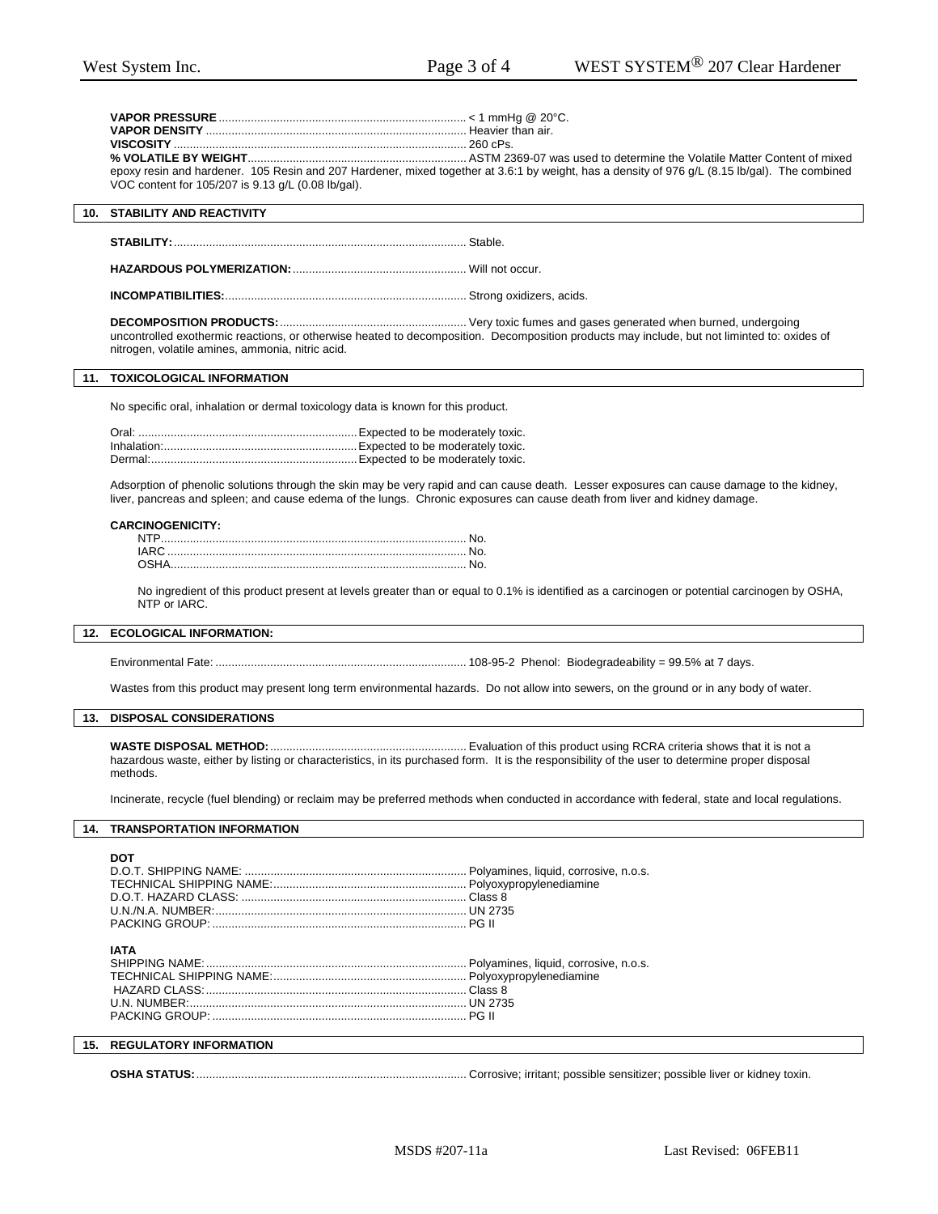**VAPOR PRESSURE**............................................................................ < 1 mmHg @ 20°C.
**VAPOR DENSITY** ................................................................................ Heavier than air.
**VISCOSITY** .......................................................................................... 260 cPs.
**% VOLATILE BY WEIGHT**.................................................................... ASTM 2369-07 was used to determine the Volatile Matter Content of mixed epoxy resin and hardener. 105 Resin and 207 Hardener, mixed together at 3.6:1 by weight, has a density of 976 g/L (8.15 lb/gal). The combined VOC content for 105/207 is 9.13 g/L (0.08 lb/gal).

## 10. STABILITY AND REACTIVITY

**STABILITY:**.......................................................................................... Stable.

**HAZARDOUS POLYMERIZATION:**...................................................... Will not occur.

**INCOMPATIBILITIES:**........................................................................... Strong oxidizers, acids.

**DECOMPOSITION PRODUCTS:**........................................................... Very toxic fumes and gases generated when burned, undergoing uncontrolled exothermic reactions, or otherwise heated to decomposition. Decomposition products may include, but not liminted to: oxides of nitrogen, volatile amines, ammonia, nitric acid.

## 11. TOXICOLOGICAL INFORMATION

No specific oral, inhalation or dermal toxicology data is known for this product.

Oral: ...................................................................Expected to be moderately toxic.
Inhalation:...........................................................Expected to be moderately toxic.
Dermal:...............................................................Expected to be moderately toxic.

Adsorption of phenolic solutions through the skin may be very rapid and can cause death. Lesser exposures can cause damage to the kidney, liver, pancreas and spleen; and cause edema of the lungs. Chronic exposures can cause death from liver and kidney damage.

**CARCINOGENICITY:**

NTP.............................................................................................. No.
IARC ............................................................................................ No.
OSHA............................................................................................ No.

No ingredient of this product present at levels greater than or equal to 0.1% is identified as a carcinogen or potential carcinogen by OSHA, NTP or IARC.

## 12. ECOLOGICAL INFORMATION:

Environmental Fate: ............................................................................. 108-95-2 Phenol: Biodegradeability = 99.5% at 7 days.

Wastes from this product may present long term environmental hazards. Do not allow into sewers, on the ground or in any body of water.

## 13. DISPOSAL CONSIDERATIONS

**WASTE DISPOSAL METHOD:**............................................................. Evaluation of this product using RCRA criteria shows that it is not a hazardous waste, either by listing or characteristics, in its purchased form. It is the responsibility of the user to determine proper disposal methods.

Incinerate, recycle (fuel blending) or reclaim may be preferred methods when conducted in accordance with federal, state and local regulations.

## 14. TRANSPORTATION INFORMATION

**DOT**

D.O.T. SHIPPING NAME: .................................................................... Polyamines, liquid, corrosive, n.o.s.
TECHNICAL SHIPPING NAME:........................................................... Polyoxypropylenediamine
D.O.T. HAZARD CLASS: ..................................................................... Class 8
U.N./N.A. NUMBER:.............................................................................. UN 2735
PACKING GROUP: .............................................................................. PG II

**IATA**

SHIPPING NAME:................................................................................ Polyamines, liquid, corrosive, n.o.s.
TECHNICAL SHIPPING NAME:........................................................... Polyoxypropylenediamine
HAZARD CLASS:................................................................................. Class 8
U.N. NUMBER:..................................................................................... UN 2735
PACKING GROUP: .............................................................................. PG II

## 15. REGULATORY INFORMATION

**OSHA STATUS:**................................................................................... Corrosive; irritant; possible sensitizer; possible liver or kidney toxin.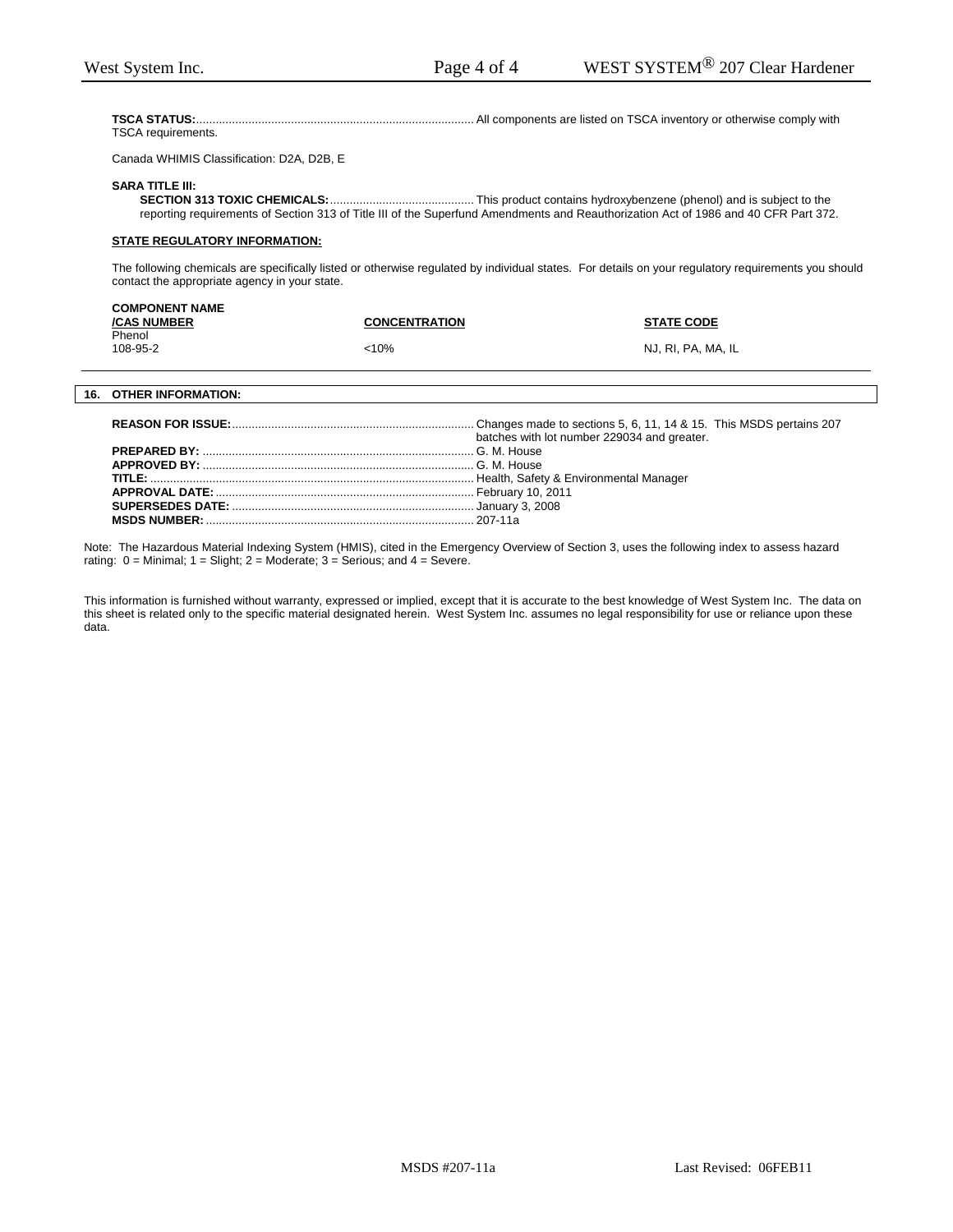**TSCA STATUS:**..................................................................................... All components are listed on TSCA inventory or otherwise comply with TSCA requirements.

Canada WHIMIS Classification: D2A, D2B, E

**SARA TITLE III:**

**SECTION 313 TOXIC CHEMICALS:**............................................ This product contains hydroxybenzene (phenol) and is subject to the reporting requirements of Section 313 of Title III of the Superfund Amendments and Reauthorization Act of 1986 and 40 CFR Part 372.

**STATE REGULATORY INFORMATION:**

The following chemicals are specifically listed or otherwise regulated by individual states. For details on your regulatory requirements you should contact the appropriate agency in your state.

| COMPONENT NAME /CAS NUMBER | CONCENTRATION | STATE CODE |
|---|---|---|
| Phenol 108-95-2 | <10% | NJ, RI, PA, MA, IL |

## 16. OTHER INFORMATION:

**REASON FOR ISSUE:**.......................................................................... Changes made to sections 5, 6, 11, 14 & 15. This MSDS pertains 207 batches with lot number 229034 and greater.
**PREPARED BY:** .................................................................................. G. M. House
**APPROVED BY:** .................................................................................. G. M. House
**TITLE:** .................................................................................................. Health, Safety & Environmental Manager
**APPROVAL DATE:**.............................................................................. February 10, 2011
**SUPERSEDES DATE:** ......................................................................... January 3, 2008
**MSDS NUMBER:** ................................................................................. 207-11a

Note: The Hazardous Material Indexing System (HMIS), cited in the Emergency Overview of Section 3, uses the following index to assess hazard rating: 0 = Minimal; 1 = Slight; 2 = Moderate; 3 = Serious; and 4 = Severe.

This information is furnished without warranty, expressed or implied, except that it is accurate to the best knowledge of West System Inc. The data on this sheet is related only to the specific material designated herein. West System Inc. assumes no legal responsibility for use or reliance upon these data.